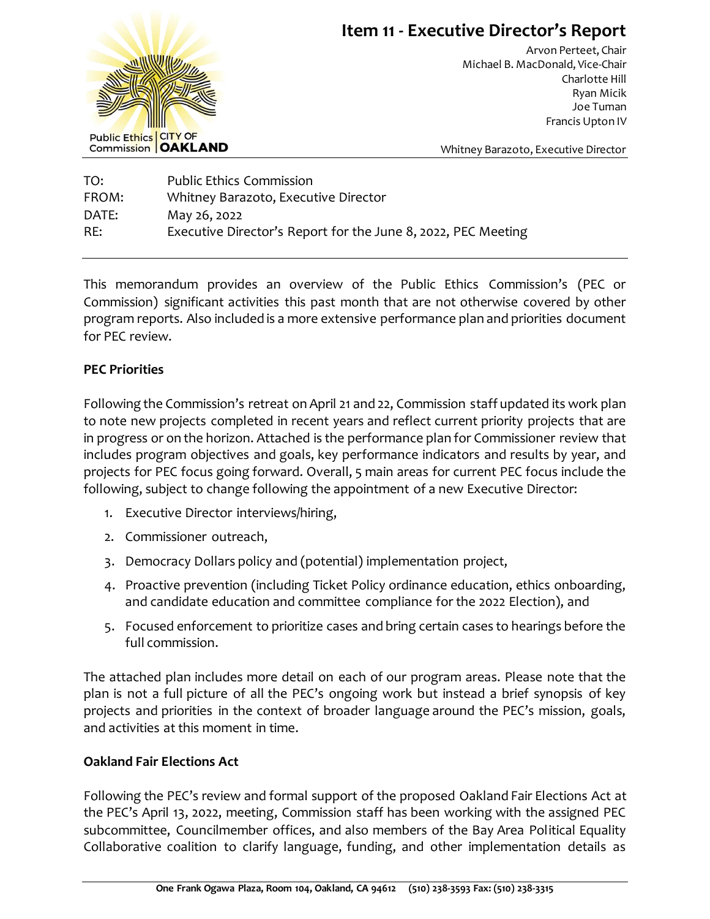# Item 11 - Executive Director's Report

Public Ethics Commission | CITY OF OAKLAND

Arvon Perteet, Chair
Michael B. MacDonald, Vice-Chair
Charlotte Hill
Ryan Micik
Joe Tuman
Francis Upton IV

Whitney Barazoto, Executive Director

TO: Public Ethics Commission
FROM: Whitney Barazoto, Executive Director
DATE: May 26, 2022
RE: Executive Director's Report for the June 8, 2022, PEC Meeting

This memorandum provides an overview of the Public Ethics Commission's (PEC or Commission) significant activities this past month that are not otherwise covered by other program reports. Also included is a more extensive performance plan and priorities document for PEC review.

**PEC Priorities**

Following the Commission's retreat on April 21 and 22, Commission staff updated its work plan to note new projects completed in recent years and reflect current priority projects that are in progress or on the horizon. Attached is the performance plan for Commissioner review that includes program objectives and goals, key performance indicators and results by year, and projects for PEC focus going forward. Overall, 5 main areas for current PEC focus include the following, subject to change following the appointment of a new Executive Director:

1. Executive Director interviews/hiring,
2. Commissioner outreach,
3. Democracy Dollars policy and (potential) implementation project,
4. Proactive prevention (including Ticket Policy ordinance education, ethics onboarding, and candidate education and committee compliance for the 2022 Election), and
5. Focused enforcement to prioritize cases and bring certain cases to hearings before the full commission.

The attached plan includes more detail on each of our program areas. Please note that the plan is not a full picture of all the PEC's ongoing work but instead a brief synopsis of key projects and priorities in the context of broader language around the PEC's mission, goals, and activities at this moment in time.

**Oakland Fair Elections Act**

Following the PEC's review and formal support of the proposed Oakland Fair Elections Act at the PEC's April 13, 2022, meeting, Commission staff has been working with the assigned PEC subcommittee, Councilmember offices, and also members of the Bay Area Political Equality Collaborative coalition to clarify language, funding, and other implementation details as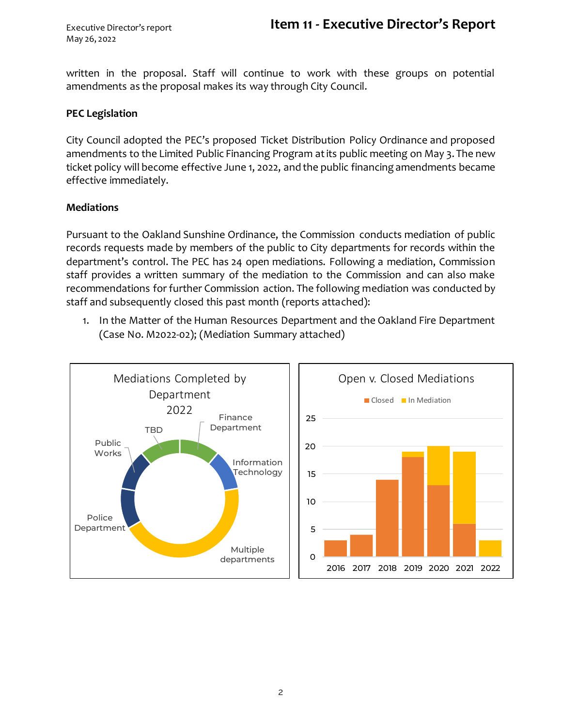written in the proposal. Staff will continue to work with these groups on potential amendments as the proposal makes its way through City Council.

**PEC Legislation**

City Council adopted the PEC's proposed Ticket Distribution Policy Ordinance and proposed amendments to the Limited Public Financing Program at its public meeting on May 3. The new ticket policy will become effective June 1, 2022, and the public financing amendments became effective immediately.

**Mediations**

Pursuant to the Oakland Sunshine Ordinance, the Commission conducts mediation of public records requests made by members of the public to City departments for records within the department's control. The PEC has 24 open mediations. Following a mediation, Commission staff provides a written summary of the mediation to the Commission and can also make recommendations for further Commission action. The following mediation was conducted by staff and subsequently closed this past month (reports attached):

1. In the Matter of the Human Resources Department and the Oakland Fire Department (Case No. M2022-02); (Mediation Summary attached)

Mediations Completed by Department 2022

TBD

Finance Department

Public Works

Information Technology

Police Department

Multiple departments

Open v. Closed Mediations

Closed

In Mediation

25

20

15

10

5

0

2016 2017 2018 2019 2020 2021 2022